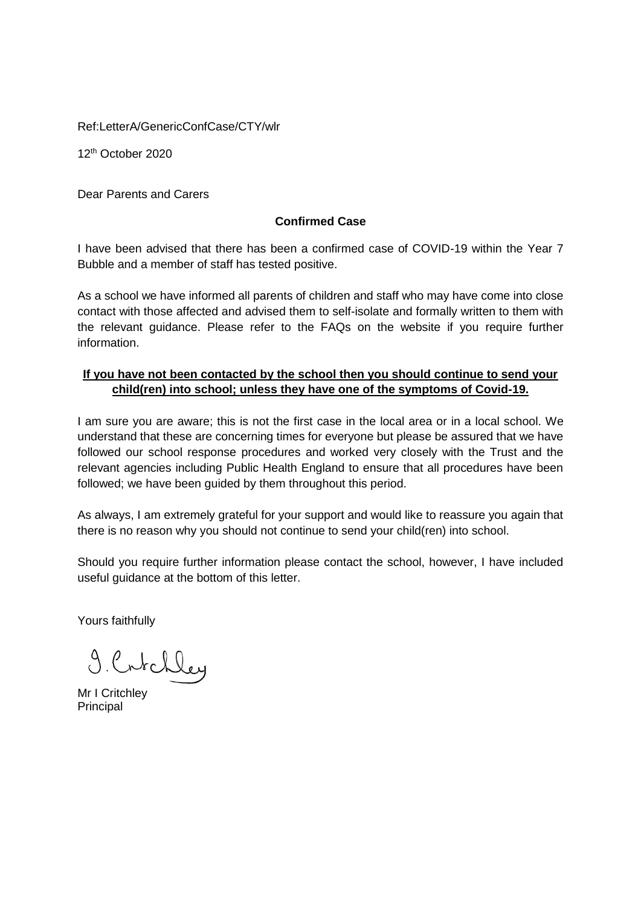Ref:LetterA/GenericConfCase/CTY/wlr

12th October 2020

Dear Parents and Carers

**Confirmed Case**

I have been advised that there has been a confirmed case of COVID-19 within the Year 7 Bubble and a member of staff has tested positive.

As a school we have informed all parents of children and staff who may have come into close contact with those affected and advised them to self-isolate and formally written to them with the relevant guidance. Please refer to the FAQs on the website if you require further information.

**<u>If you have not been contacted by the school then you should continue to send your child(ren) into school; unless they have one of the symptoms of Covid-19.</u>**

I am sure you are aware; this is not the first case in the local area or in a local school. We understand that these are concerning times for everyone but please be assured that we have followed our school response procedures and worked very closely with the Trust and the relevant agencies including Public Health England to ensure that all procedures have been followed; we have been guided by them throughout this period.

As always, I am extremely grateful for your support and would like to reassure you again that there is no reason why you should not continue to send your child(ren) into school.

Should you require further information please contact the school, however, I have included useful guidance at the bottom of this letter.

Yours faithfully

I. Critchley

Mr I Critchley
Principal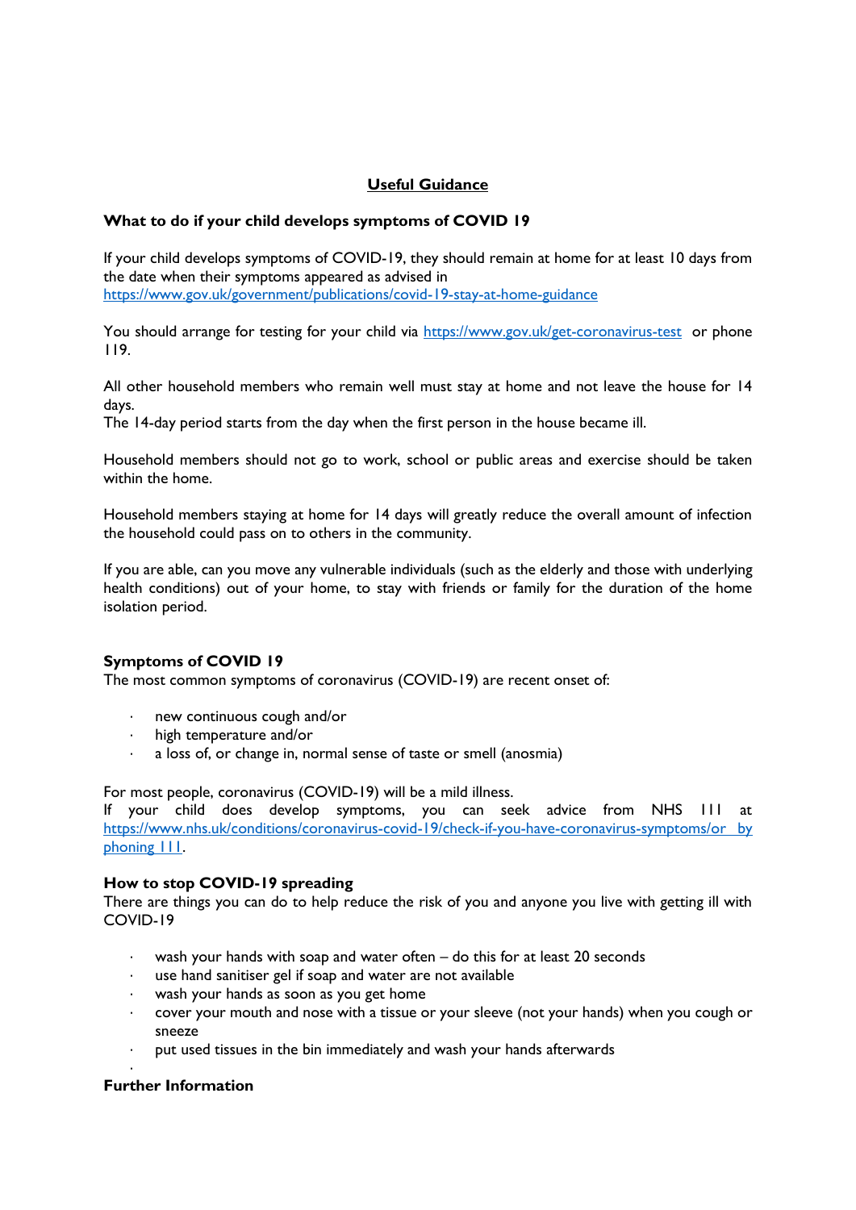## Useful Guidance

### What to do if your child develops symptoms of COVID 19

If your child develops symptoms of COVID-19, they should remain at home for at least 10 days from the date when their symptoms appeared as advised in https://www.gov.uk/government/publications/covid-19-stay-at-home-guidance

You should arrange for testing for your child via https://www.gov.uk/get-coronavirus-test or phone 119.

All other household members who remain well must stay at home and not leave the house for 14 days.
The 14-day period starts from the day when the first person in the house became ill.

Household members should not go to work, school or public areas and exercise should be taken within the home.

Household members staying at home for 14 days will greatly reduce the overall amount of infection the household could pass on to others in the community.

If you are able, can you move any vulnerable individuals (such as the elderly and those with underlying health conditions) out of your home, to stay with friends or family for the duration of the home isolation period.

### Symptoms of COVID 19

The most common symptoms of coronavirus (COVID-19) are recent onset of:

- new continuous cough and/or
- high temperature and/or
- a loss of, or change in, normal sense of taste or smell (anosmia)

For most people, coronavirus (COVID-19) will be a mild illness.
If your child does develop symptoms, you can seek advice from NHS 111 at https://www.nhs.uk/conditions/coronavirus-covid-19/check-if-you-have-coronavirus-symptoms/or by phoning 111.

### How to stop COVID-19 spreading

There are things you can do to help reduce the risk of you and anyone you live with getting ill with COVID-19

- wash your hands with soap and water often – do this for at least 20 seconds
- use hand sanitiser gel if soap and water are not available
- wash your hands as soon as you get home
- cover your mouth and nose with a tissue or your sleeve (not your hands) when you cough or sneeze
- put used tissues in the bin immediately and wash your hands afterwards

### Further Information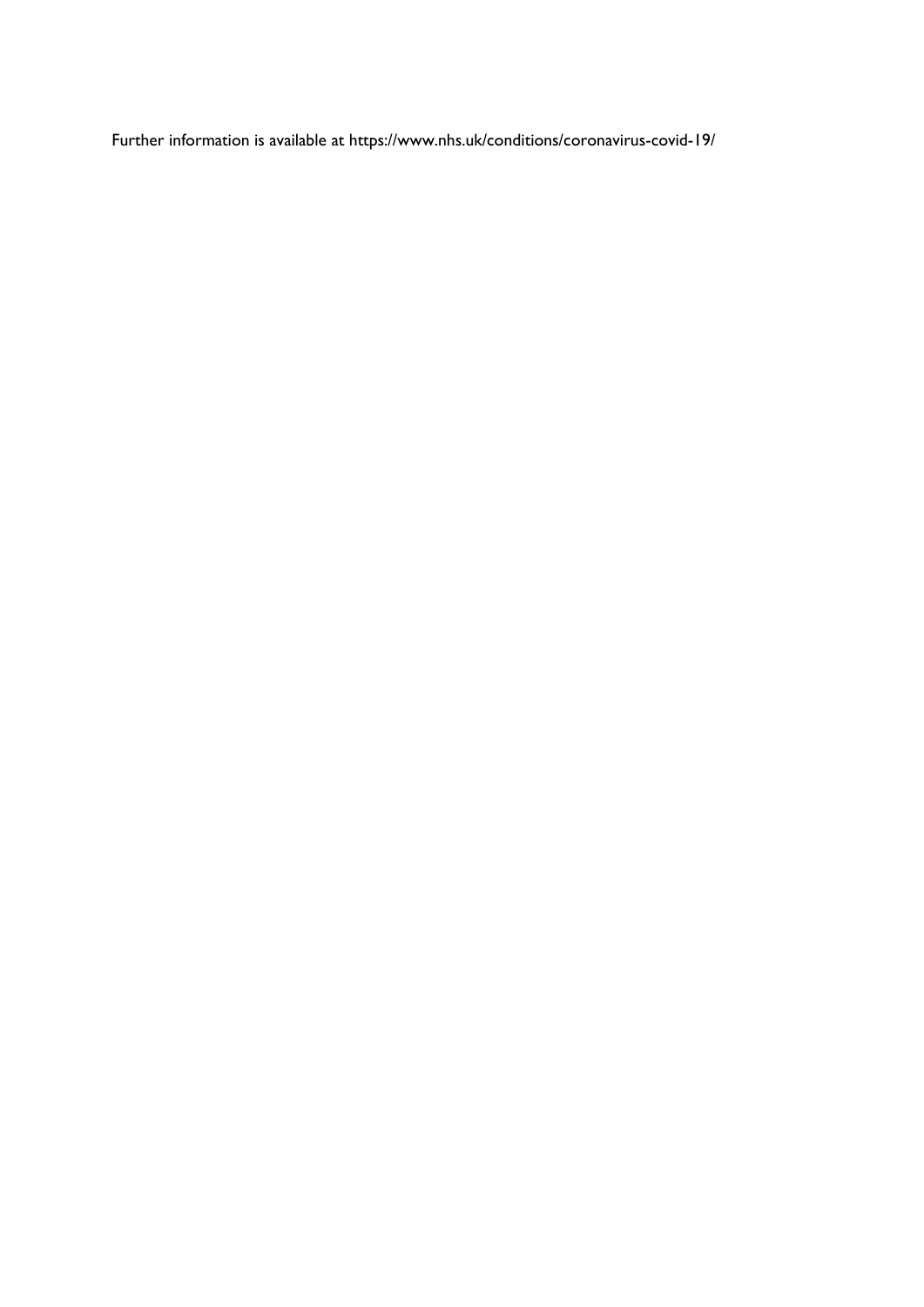Further information is available at https://www.nhs.uk/conditions/coronavirus-covid-19/